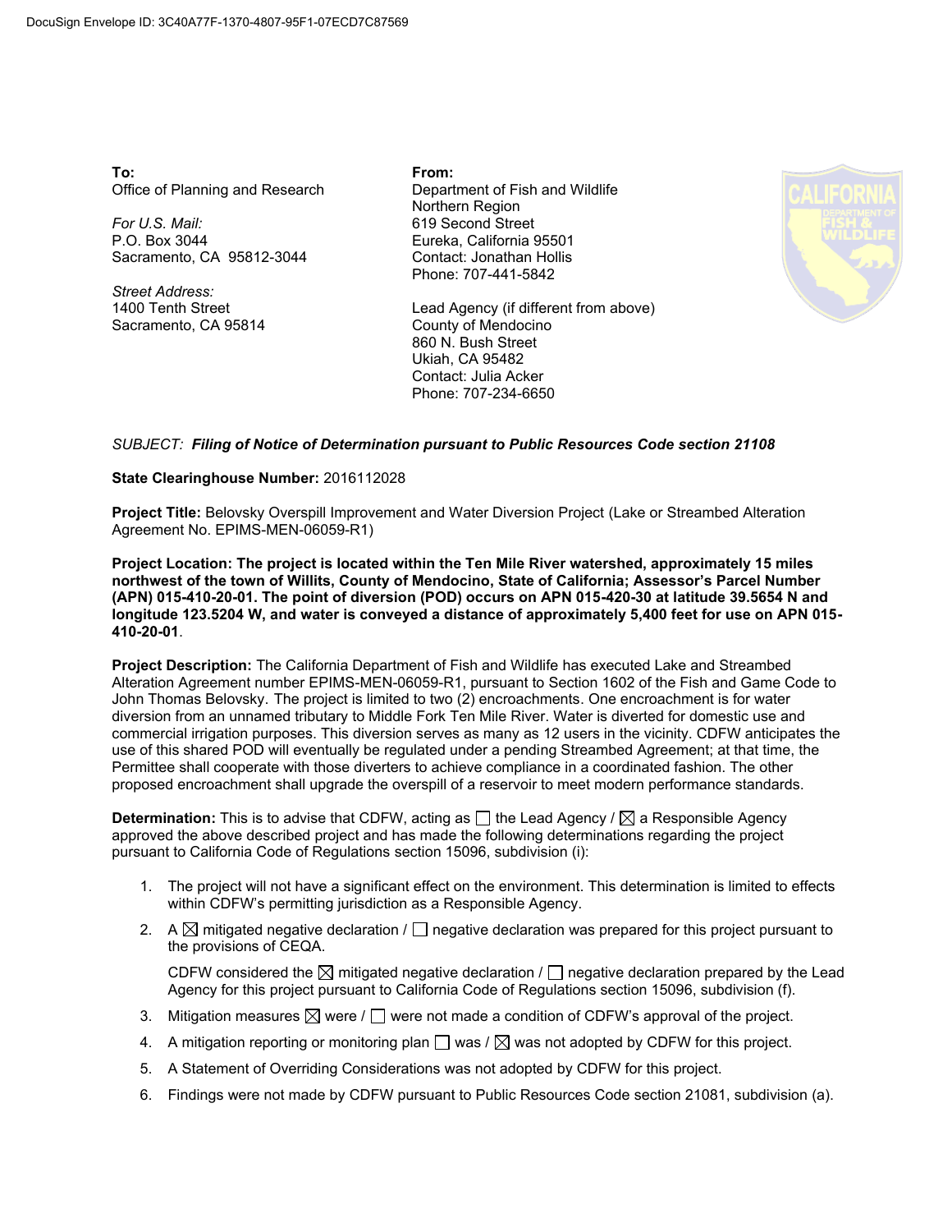DocuSign Envelope ID: 3C40A77F-1370-4807-95F1-07ECD7C87569

**To:**
Office of Planning and Research

*For U.S. Mail:*
P.O. Box 3044
Sacramento, CA 95812-3044

*Street Address:*
1400 Tenth Street
Sacramento, CA 95814

**From:**
Department of Fish and Wildlife
Northern Region
619 Second Street
Eureka, California 95501
Contact: Jonathan Hollis
Phone: 707-441-5842

Lead Agency (if different from above)
County of Mendocino
860 N. Bush Street
Ukiah, CA 95482
Contact: Julia Acker
Phone: 707-234-6650

*SUBJECT:* ***Filing of Notice of Determination pursuant to Public Resources Code section 21108***

**State Clearinghouse Number:** 2016112028

**Project Title:** Belovsky Overspill Improvement and Water Diversion Project (Lake or Streambed Alteration Agreement No. EPIMS-MEN-06059-R1)

**Project Location: The project is located within the Ten Mile River watershed, approximately 15 miles northwest of the town of Willits, County of Mendocino, State of California; Assessor's Parcel Number (APN) 015-410-20-01. The point of diversion (POD) occurs on APN 015-420-30 at latitude 39.5654 N and longitude 123.5204 W, and water is conveyed a distance of approximately 5,400 feet for use on APN 015-410-20-01**.

**Project Description:** The California Department of Fish and Wildlife has executed Lake and Streambed Alteration Agreement number EPIMS-MEN-06059-R1, pursuant to Section 1602 of the Fish and Game Code to John Thomas Belovsky. The project is limited to two (2) encroachments. One encroachment is for water diversion from an unnamed tributary to Middle Fork Ten Mile River. Water is diverted for domestic use and commercial irrigation purposes. This diversion serves as many as 12 users in the vicinity. CDFW anticipates the use of this shared POD will eventually be regulated under a pending Streambed Agreement; at that time, the Permittee shall cooperate with those diverters to achieve compliance in a coordinated fashion. The other proposed encroachment shall upgrade the overspill of a reservoir to meet modern performance standards.

**Determination:** This is to advise that CDFW, acting as ☐ the Lead Agency / ☒ a Responsible Agency approved the above described project and has made the following determinations regarding the project pursuant to California Code of Regulations section 15096, subdivision (i):

1. The project will not have a significant effect on the environment. This determination is limited to effects within CDFW's permitting jurisdiction as a Responsible Agency.
2. A ☒ mitigated negative declaration / ☐ negative declaration was prepared for this project pursuant to the provisions of CEQA.

   CDFW considered the ☒ mitigated negative declaration / ☐ negative declaration prepared by the Lead Agency for this project pursuant to California Code of Regulations section 15096, subdivision (f).
3. Mitigation measures ☒ were / ☐ were not made a condition of CDFW's approval of the project.
4. A mitigation reporting or monitoring plan ☐ was / ☒ was not adopted by CDFW for this project.
5. A Statement of Overriding Considerations was not adopted by CDFW for this project.
6. Findings were not made by CDFW pursuant to Public Resources Code section 21081, subdivision (a).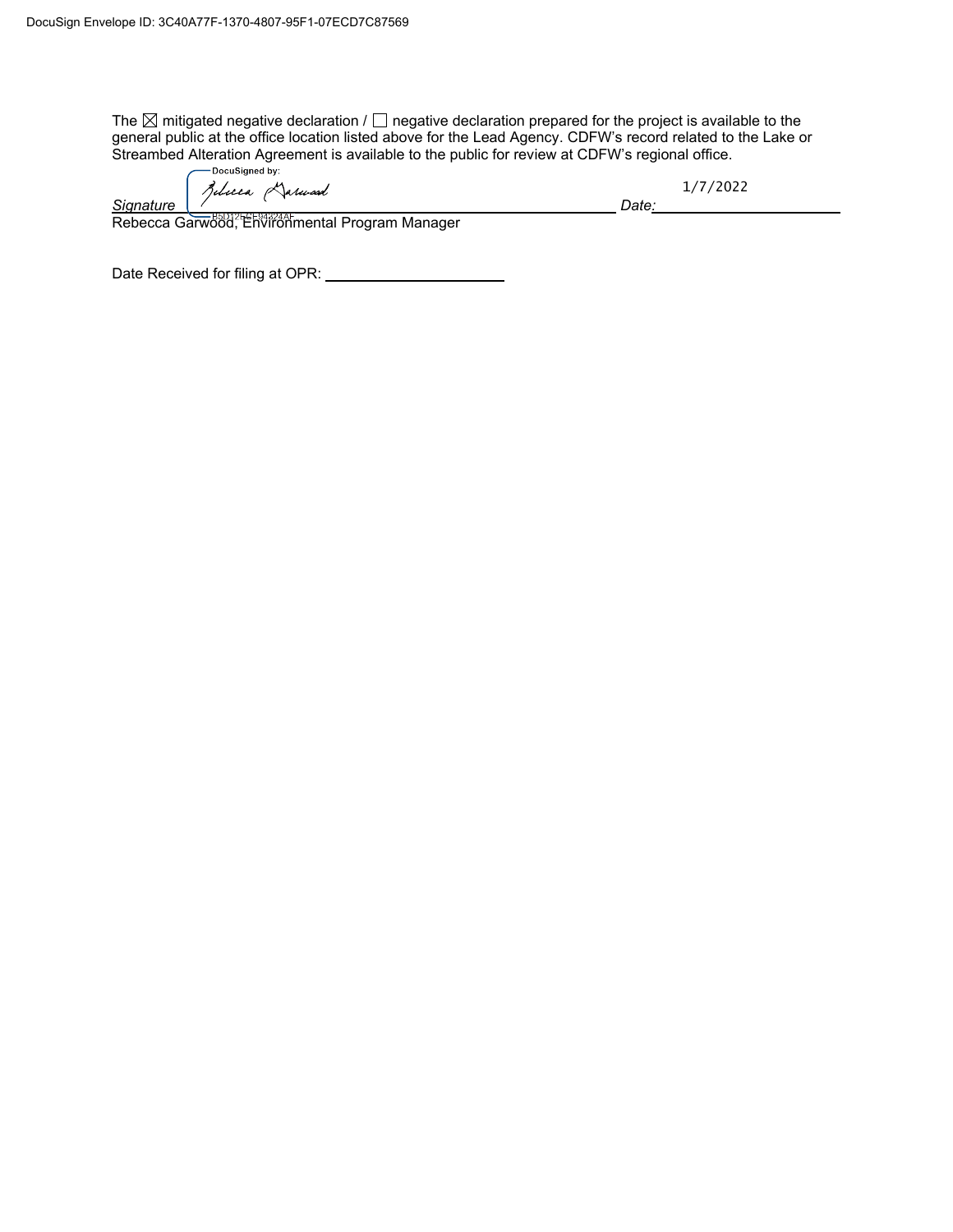The ☒ mitigated negative declaration / ☐ negative declaration prepared for the project is available to the general public at the office location listed above for the Lead Agency. CDFW's record related to the Lake or Streambed Alteration Agreement is available to the public for review at CDFW's regional office.

DocuSigned by:

*Signature* Rebecca Garwood B5D125CE94824AF *Date:* 1/7/2022

Rebecca Garwood, Environmental Program Manager

Date Received for filing at OPR: ______________________